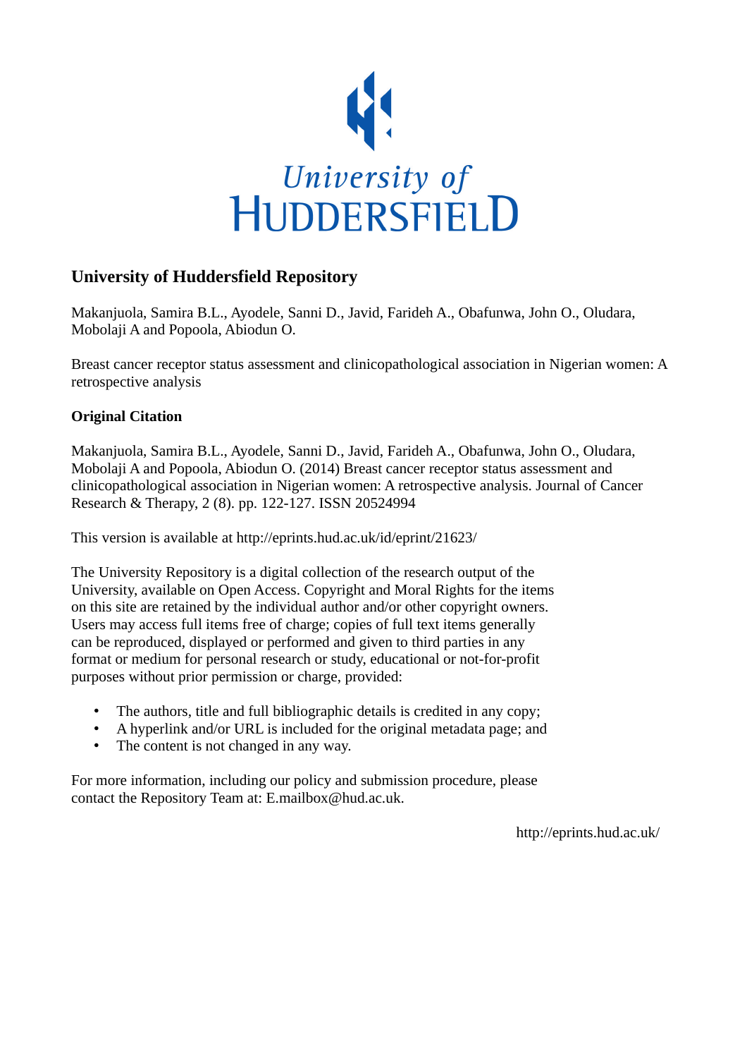University of HUDDERSFIELD

## University of Huddersfield Repository

Makanjuola, Samira B.L., Ayodele, Sanni D., Javid, Farideh A., Obafunwa, John O., Oludara, Mobolaji A and Popoola, Abiodun O.

Breast cancer receptor status assessment and clinicopathological association in Nigerian women: A retrospective analysis

### Original Citation

Makanjuola, Samira B.L., Ayodele, Sanni D., Javid, Farideh A., Obafunwa, John O., Oludara, Mobolaji A and Popoola, Abiodun O. (2014) Breast cancer receptor status assessment and clinicopathological association in Nigerian women: A retrospective analysis. Journal of Cancer Research & Therapy, 2 (8). pp. 122-127. ISSN 20524994

This version is available at http://eprints.hud.ac.uk/id/eprint/21623/

The University Repository is a digital collection of the research output of the University, available on Open Access. Copyright and Moral Rights for the items on this site are retained by the individual author and/or other copyright owners. Users may access full items free of charge; copies of full text items generally can be reproduced, displayed or performed and given to third parties in any format or medium for personal research or study, educational or not-for-profit purposes without prior permission or charge, provided:

- The authors, title and full bibliographic details is credited in any copy;
- A hyperlink and/or URL is included for the original metadata page; and
- The content is not changed in any way.

For more information, including our policy and submission procedure, please contact the Repository Team at: E.mailbox@hud.ac.uk.

http://eprints.hud.ac.uk/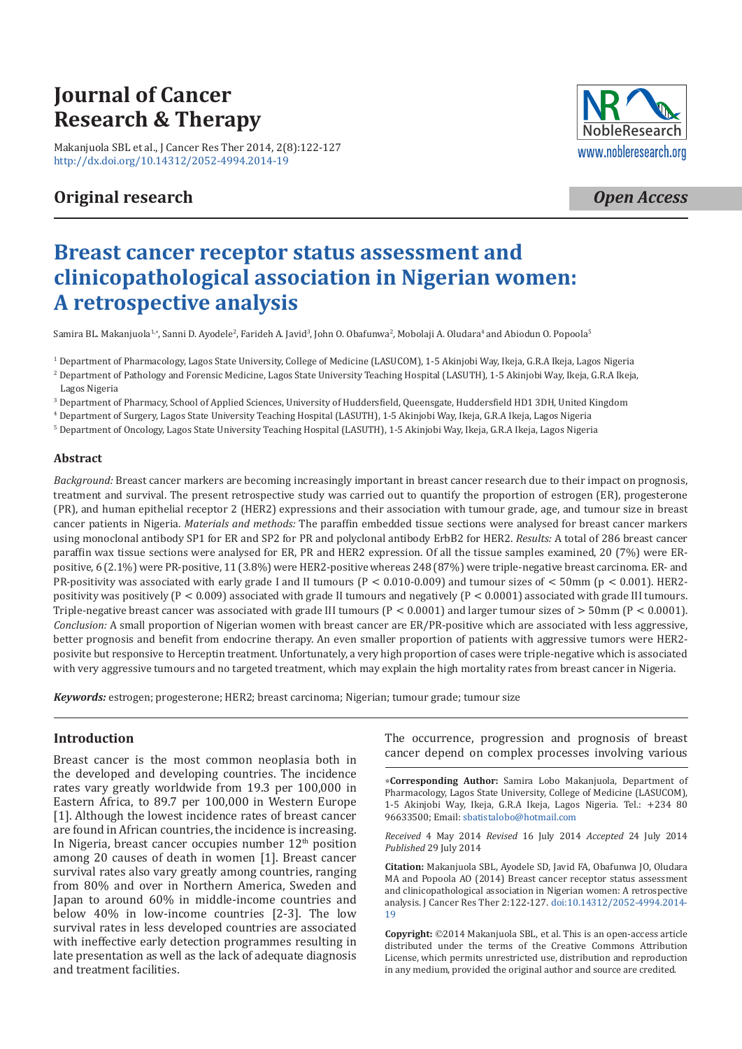# Journal of Cancer Research & Therapy

Makanjuola SBL et al., J Cancer Res Ther 2014, 2(8):122-127
http://dx.doi.org/10.14312/2052-4994.2014-19

## Original research

*Open Access*

# Breast cancer receptor status assessment and clinicopathological association in Nigerian women: A retrospective analysis

Samira BL. Makanjuola[1,*], Sanni D. Ayodele[2], Farideh A. Javid[3], John O. Obafunwa[2], Mobolaji A. Oludara[4] and Abiodun O. Popoola[5]

[1] Department of Pharmacology, Lagos State University, College of Medicine (LASUCOM), 1-5 Akinjobi Way, Ikeja, G.R.A Ikeja, Lagos Nigeria

[2] Department of Pathology and Forensic Medicine, Lagos State University Teaching Hospital (LASUTH), 1-5 Akinjobi Way, Ikeja, G.R.A Ikeja, Lagos Nigeria

[3] Department of Pharmacy, School of Applied Sciences, University of Huddersfield, Queensgate, Huddersfield HD1 3DH, United Kingdom

[4] Department of Surgery, Lagos State University Teaching Hospital (LASUTH), 1-5 Akinjobi Way, Ikeja, G.R.A Ikeja, Lagos Nigeria

[5] Department of Oncology, Lagos State University Teaching Hospital (LASUTH), 1-5 Akinjobi Way, Ikeja, G.R.A Ikeja, Lagos Nigeria

### Abstract

*Background:* Breast cancer markers are becoming increasingly important in breast cancer research due to their impact on prognosis, treatment and survival. The present retrospective study was carried out to quantify the proportion of estrogen (ER), progesterone (PR), and human epithelial receptor 2 (HER2) expressions and their association with tumour grade, age, and tumour size in breast cancer patients in Nigeria. *Materials and methods:* The paraffin embedded tissue sections were analysed for breast cancer markers using monoclonal antibody SP1 for ER and SP2 for PR and polyclonal antibody ErbB2 for HER2. *Results:* A total of 286 breast cancer paraffin wax tissue sections were analysed for ER, PR and HER2 expression. Of all the tissue samples examined, 20 (7%) were ER-positive, 6 (2.1%) were PR-positive, 11 (3.8%) were HER2-positive whereas 248 (87%) were triple-negative breast carcinoma. ER- and PR-positivity was associated with early grade I and II tumours ($P < 0.010$-$0.009$) and tumour sizes of < 50mm ($p < 0.001$). HER2-positivity was positively ($P < 0.009$) associated with grade II tumours and negatively ($P < 0.0001$) associated with grade III tumours. Triple-negative breast cancer was associated with grade III tumours ($P < 0.0001$) and larger tumour sizes of > 50mm ($P < 0.0001$). *Conclusion:* A small proportion of Nigerian women with breast cancer are ER/PR-positive which are associated with less aggressive, better prognosis and benefit from endocrine therapy. An even smaller proportion of patients with aggressive tumors were HER2-posivite but responsive to Herceptin treatment. Unfortunately, a very high proportion of cases were triple-negative which is associated with very aggressive tumours and no targeted treatment, which may explain the high mortality rates from breast cancer in Nigeria.

***Keywords:*** estrogen; progesterone; HER2; breast carcinoma; Nigerian; tumour grade; tumour size

## Introduction

Breast cancer is the most common neoplasia both in the developed and developing countries. The incidence rates vary greatly worldwide from 19.3 per 100,000 in Eastern Africa, to 89.7 per 100,000 in Western Europe [1]. Although the lowest incidence rates of breast cancer are found in African countries, the incidence is increasing. In Nigeria, breast cancer occupies number 12th position among 20 causes of death in women [1]. Breast cancer survival rates also vary greatly among countries, ranging from 80% and over in Northern America, Sweden and Japan to around 60% in middle-income countries and below 40% in low-income countries [2-3]. The low survival rates in less developed countries are associated with ineffective early detection programmes resulting in late presentation as well as the lack of adequate diagnosis and treatment facilities.

The occurrence, progression and prognosis of breast cancer depend on complex processes involving various

**\*Corresponding Author:** Samira Lobo Makanjuola, Department of Pharmacology, Lagos State University, College of Medicine (LASUCOM), 1-5 Akinjobi Way, Ikeja, G.R.A Ikeja, Lagos Nigeria. Tel.: +234 80 96633500; Email: sbatistalobo@hotmail.com

*Received* 4 May 2014 *Revised* 16 July 2014 *Accepted* 24 July 2014 *Published* 29 July 2014

**Citation:** Makanjuola SBL, Ayodele SD, Javid FA, Obafunwa JO, Oludara MA and Popoola AO (2014) Breast cancer receptor status assessment and clinicopathological association in Nigerian women: A retrospective analysis. J Cancer Res Ther 2:122-127. doi:10.14312/2052-4994.2014-19

**Copyright:** ©2014 Makanjuola SBL, et al. This is an open-access article distributed under the terms of the Creative Commons Attribution License, which permits unrestricted use, distribution and reproduction in any medium, provided the original author and source are credited.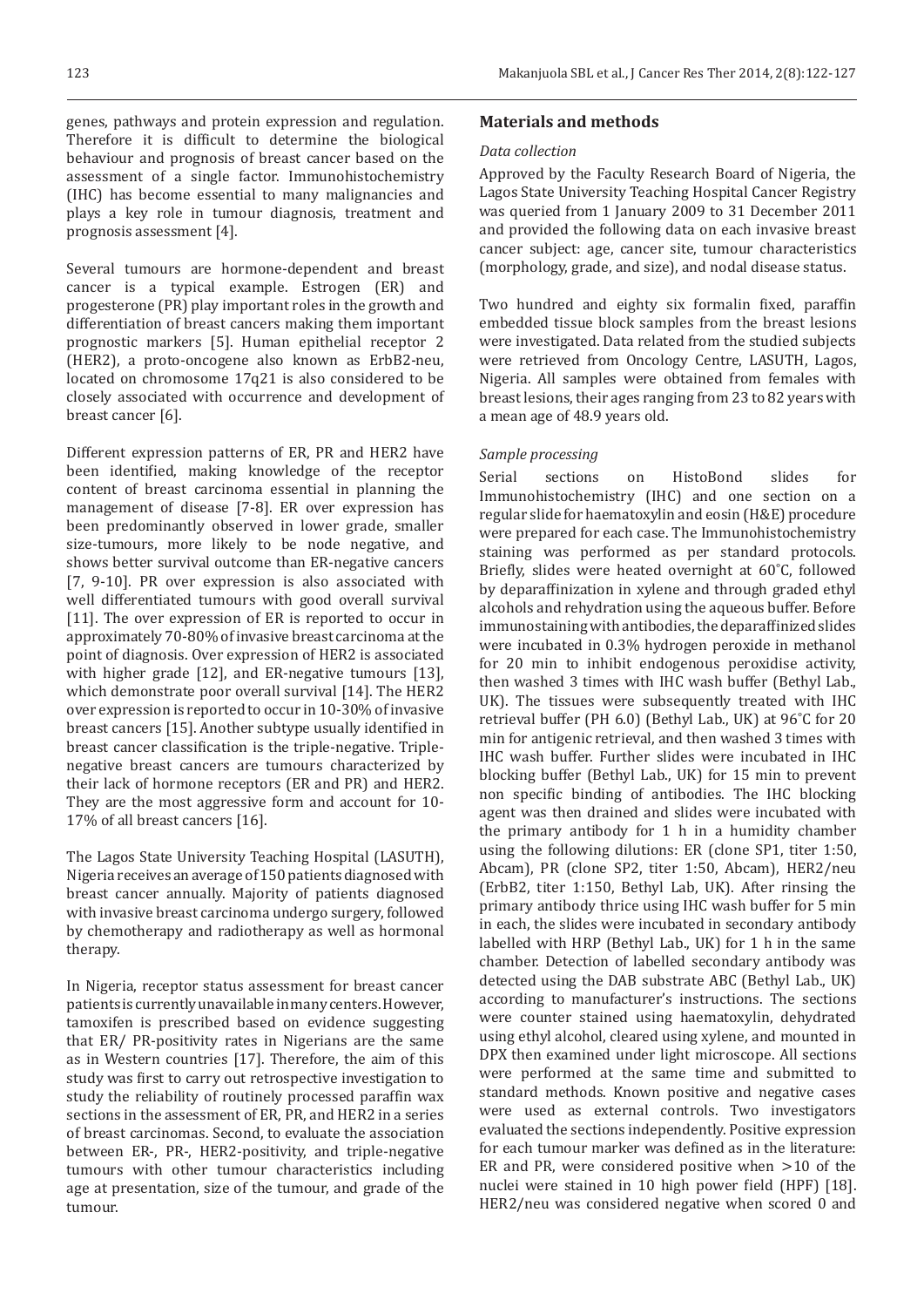genes, pathways and protein expression and regulation. Therefore it is difficult to determine the biological behaviour and prognosis of breast cancer based on the assessment of a single factor. Immunohistochemistry (IHC) has become essential to many malignancies and plays a key role in tumour diagnosis, treatment and prognosis assessment [4].

Several tumours are hormone-dependent and breast cancer is a typical example. Estrogen (ER) and progesterone (PR) play important roles in the growth and differentiation of breast cancers making them important prognostic markers [5]. Human epithelial receptor 2 (HER2), a proto-oncogene also known as ErbB2-neu, located on chromosome 17q21 is also considered to be closely associated with occurrence and development of breast cancer [6].

Different expression patterns of ER, PR and HER2 have been identified, making knowledge of the receptor content of breast carcinoma essential in planning the management of disease [7-8]. ER over expression has been predominantly observed in lower grade, smaller size-tumours, more likely to be node negative, and shows better survival outcome than ER-negative cancers [7, 9-10]. PR over expression is also associated with well differentiated tumours with good overall survival [11]. The over expression of ER is reported to occur in approximately 70-80% of invasive breast carcinoma at the point of diagnosis. Over expression of HER2 is associated with higher grade [12], and ER-negative tumours [13], which demonstrate poor overall survival [14]. The HER2 over expression is reported to occur in 10-30% of invasive breast cancers [15]. Another subtype usually identified in breast cancer classification is the triple-negative. Triple-negative breast cancers are tumours characterized by their lack of hormone receptors (ER and PR) and HER2. They are the most aggressive form and account for 10-17% of all breast cancers [16].

The Lagos State University Teaching Hospital (LASUTH), Nigeria receives an average of 150 patients diagnosed with breast cancer annually. Majority of patients diagnosed with invasive breast carcinoma undergo surgery, followed by chemotherapy and radiotherapy as well as hormonal therapy.

In Nigeria, receptor status assessment for breast cancer patients is currently unavailable in many centers. However, tamoxifen is prescribed based on evidence suggesting that ER/ PR-positivity rates in Nigerians are the same as in Western countries [17]. Therefore, the aim of this study was first to carry out retrospective investigation to study the reliability of routinely processed paraffin wax sections in the assessment of ER, PR, and HER2 in a series of breast carcinomas. Second, to evaluate the association between ER-, PR-, HER2-positivity, and triple-negative tumours with other tumour characteristics including age at presentation, size of the tumour, and grade of the tumour.

## Materials and methods

### *Data collection*

Approved by the Faculty Research Board of Nigeria, the Lagos State University Teaching Hospital Cancer Registry was queried from 1 January 2009 to 31 December 2011 and provided the following data on each invasive breast cancer subject: age, cancer site, tumour characteristics (morphology, grade, and size), and nodal disease status.

Two hundred and eighty six formalin fixed, paraffin embedded tissue block samples from the breast lesions were investigated. Data related from the studied subjects were retrieved from Oncology Centre, LASUTH, Lagos, Nigeria. All samples were obtained from females with breast lesions, their ages ranging from 23 to 82 years with a mean age of 48.9 years old.

### *Sample processing*

Serial sections on HistoBond slides for Immunohistochemistry (IHC) and one section on a regular slide for haematoxylin and eosin (H&E) procedure were prepared for each case. The Immunohistochemistry staining was performed as per standard protocols. Briefly, slides were heated overnight at 60˚C, followed by deparaffinization in xylene and through graded ethyl alcohols and rehydration using the aqueous buffer. Before immunostaining with antibodies, the deparaffinized slides were incubated in 0.3% hydrogen peroxide in methanol for 20 min to inhibit endogenous peroxidise activity, then washed 3 times with IHC wash buffer (Bethyl Lab., UK). The tissues were subsequently treated with IHC retrieval buffer (PH 6.0) (Bethyl Lab., UK) at 96˚C for 20 min for antigenic retrieval, and then washed 3 times with IHC wash buffer. Further slides were incubated in IHC blocking buffer (Bethyl Lab., UK) for 15 min to prevent non specific binding of antibodies. The IHC blocking agent was then drained and slides were incubated with the primary antibody for 1 h in a humidity chamber using the following dilutions: ER (clone SP1, titer 1:50, Abcam), PR (clone SP2, titer 1:50, Abcam), HER2/neu (ErbB2, titer 1:150, Bethyl Lab, UK). After rinsing the primary antibody thrice using IHC wash buffer for 5 min in each, the slides were incubated in secondary antibody labelled with HRP (Bethyl Lab., UK) for 1 h in the same chamber. Detection of labelled secondary antibody was detected using the DAB substrate ABC (Bethyl Lab., UK) according to manufacturer's instructions. The sections were counter stained using haematoxylin, dehydrated using ethyl alcohol, cleared using xylene, and mounted in DPX then examined under light microscope. All sections were performed at the same time and submitted to standard methods. Known positive and negative cases were used as external controls. Two investigators evaluated the sections independently. Positive expression for each tumour marker was defined as in the literature: ER and PR, were considered positive when >10 of the nuclei were stained in 10 high power field (HPF) [18]. HER2/neu was considered negative when scored 0 and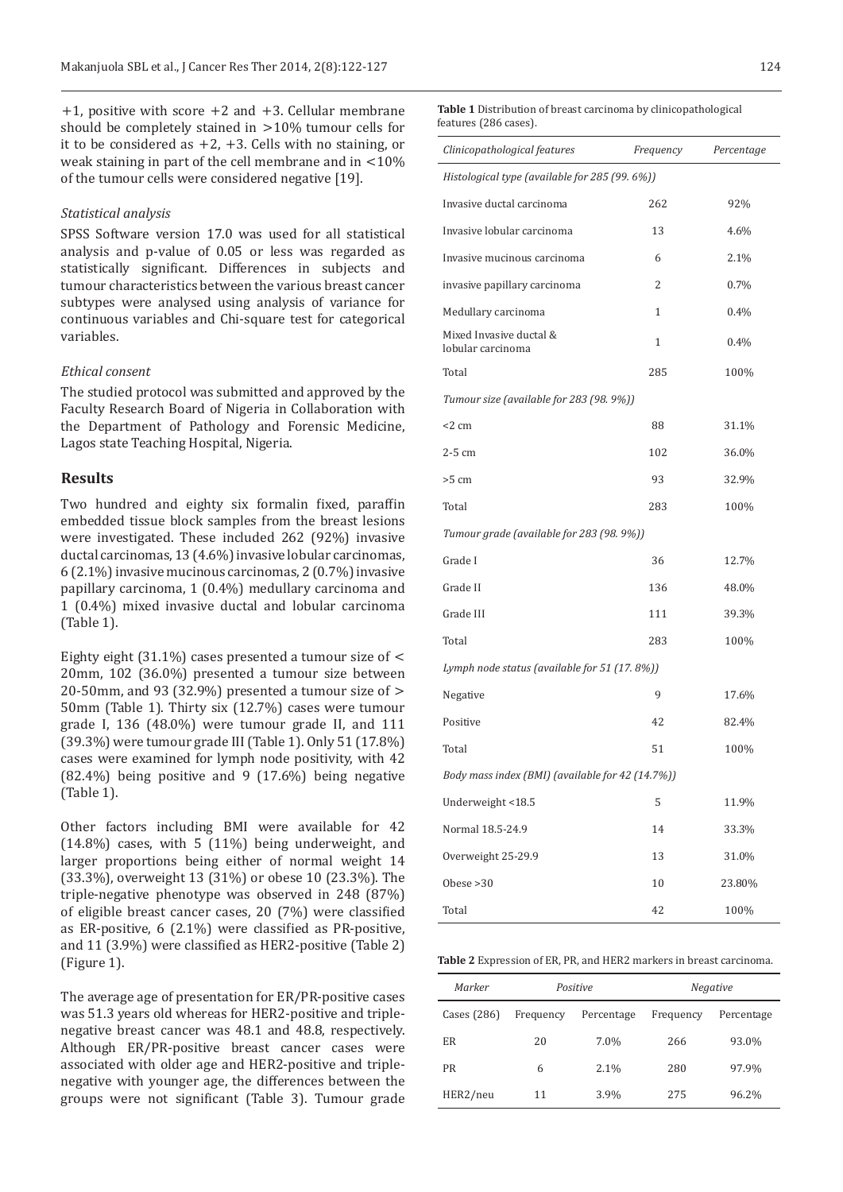+1, positive with score +2 and +3. Cellular membrane should be completely stained in >10% tumour cells for it to be considered as +2, +3. Cells with no staining, or weak staining in part of the cell membrane and in <10% of the tumour cells were considered negative [19].

### Statistical analysis

SPSS Software version 17.0 was used for all statistical analysis and p-value of 0.05 or less was regarded as statistically significant. Differences in subjects and tumour characteristics between the various breast cancer subtypes were analysed using analysis of variance for continuous variables and Chi-square test for categorical variables.

### Ethical consent

The studied protocol was submitted and approved by the Faculty Research Board of Nigeria in Collaboration with the Department of Pathology and Forensic Medicine, Lagos state Teaching Hospital, Nigeria.

## Results

Two hundred and eighty six formalin fixed, paraffin embedded tissue block samples from the breast lesions were investigated. These included 262 (92%) invasive ductal carcinomas, 13 (4.6%) invasive lobular carcinomas, 6 (2.1%) invasive mucinous carcinomas, 2 (0.7%) invasive papillary carcinoma, 1 (0.4%) medullary carcinoma and 1 (0.4%) mixed invasive ductal and lobular carcinoma (Table 1).

Eighty eight (31.1%) cases presented a tumour size of < 20mm, 102 (36.0%) presented a tumour size between 20-50mm, and 93 (32.9%) presented a tumour size of > 50mm (Table 1). Thirty six (12.7%) cases were tumour grade I, 136 (48.0%) were tumour grade II, and 111 (39.3%) were tumour grade III (Table 1). Only 51 (17.8%) cases were examined for lymph node positivity, with 42 (82.4%) being positive and 9 (17.6%) being negative (Table 1).

Other factors including BMI were available for 42 (14.8%) cases, with 5 (11%) being underweight, and larger proportions being either of normal weight 14 (33.3%), overweight 13 (31%) or obese 10 (23.3%). The triple-negative phenotype was observed in 248 (87%) of eligible breast cancer cases, 20 (7%) were classified as ER-positive, 6 (2.1%) were classified as PR-positive, and 11 (3.9%) were classified as HER2-positive (Table 2) (Figure 1).

The average age of presentation for ER/PR-positive cases was 51.3 years old whereas for HER2-positive and triple-negative breast cancer was 48.1 and 48.8, respectively. Although ER/PR-positive breast cancer cases were associated with older age and HER2-positive and triple-negative with younger age, the differences between the groups were not significant (Table 3). Tumour grade

**Table 1** Distribution of breast carcinoma by clinicopathological features (286 cases).

| *Clinicopathological features* | *Frequency* | *Percentage* |
|---|---|---|
| *Histological type (available for 285 (99. 6%))* | | |
| Invasive ductal carcinoma | 262 | 92% |
| Invasive lobular carcinoma | 13 | 4.6% |
| Invasive mucinous carcinoma | 6 | 2.1% |
| invasive papillary carcinoma | 2 | 0.7% |
| Medullary carcinoma | 1 | 0.4% |
| Mixed Invasive ductal & lobular carcinoma | 1 | 0.4% |
| Total | 285 | 100% |
| *Tumour size (available for 283 (98. 9%))* | | |
| <2 cm | 88 | 31.1% |
| 2-5 cm | 102 | 36.0% |
| >5 cm | 93 | 32.9% |
| Total | 283 | 100% |
| *Tumour grade (available for 283 (98. 9%))* | | |
| Grade I | 36 | 12.7% |
| Grade II | 136 | 48.0% |
| Grade III | 111 | 39.3% |
| Total | 283 | 100% |
| *Lymph node status (available for 51 (17. 8%))* | | |
| Negative | 9 | 17.6% |
| Positive | 42 | 82.4% |
| Total | 51 | 100% |
| *Body mass index (BMI) (available for 42 (14.7%))* | | |
| Underweight <18.5 | 5 | 11.9% |
| Normal 18.5-24.9 | 14 | 33.3% |
| Overweight 25-29.9 | 13 | 31.0% |
| Obese >30 | 10 | 23.80% |
| Total | 42 | 100% |

**Table 2** Expression of ER, PR, and HER2 markers in breast carcinoma.

| *Marker* | *Positive* | | *Negative* | |
|---|---|---|---|---|
| Cases (286) | Frequency | Percentage | Frequency | Percentage |
| ER | 20 | 7.0% | 266 | 93.0% |
| PR | 6 | 2.1% | 280 | 97.9% |
| HER2/neu | 11 | 3.9% | 275 | 96.2% |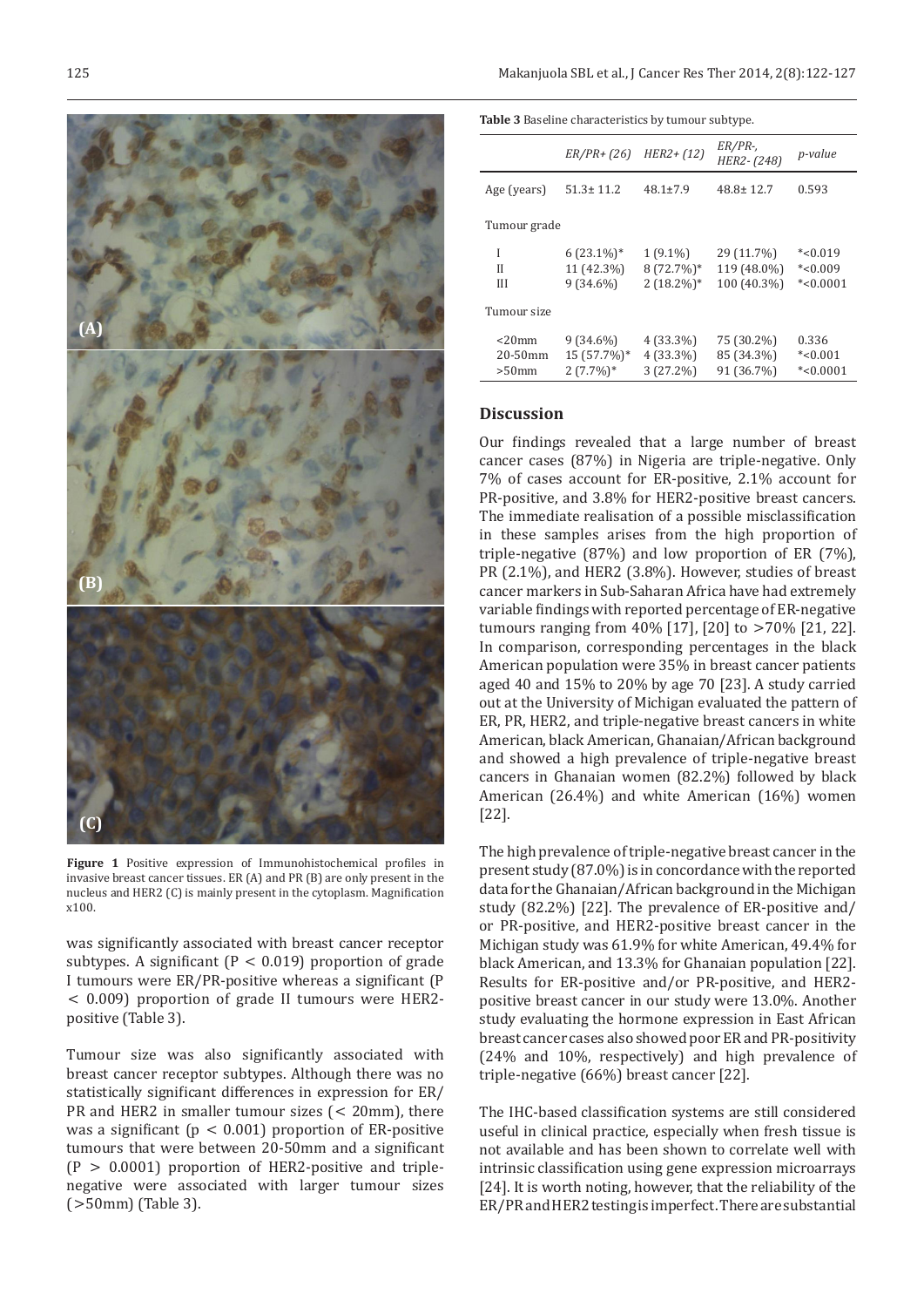**Figure 1** Positive expression of Immunohistochemical profiles in invasive breast cancer tissues. ER (A) and PR (B) are only present in the nucleus and HER2 (C) is mainly present in the cytoplasm. Magnification x100.

was significantly associated with breast cancer receptor subtypes. A significant ($P < 0.019$) proportion of grade I tumours were ER/PR-positive whereas a significant ($P < 0.009$) proportion of grade II tumours were HER2-positive (Table 3).

Tumour size was also significantly associated with breast cancer receptor subtypes. Although there was no statistically significant differences in expression for ER/PR and HER2 in smaller tumour sizes (< 20mm), there was a significant ($p < 0.001$) proportion of ER-positive tumours that were between 20-50mm and a significant ($P > 0.0001$) proportion of HER2-positive and triple-negative were associated with larger tumour sizes (>50mm) (Table 3).

**Table 3** Baseline characteristics by tumour subtype.

| | *ER/PR+ (26)* | *HER2+ (12)* | *ER/PR-, HER2- (248)* | *p-value* |
|---|---|---|---|---|
| Age (years) | 51.3± 11.2 | 48.1±7.9 | 48.8± 12.7 | 0.593 |
| Tumour grade | | | | |
| I | 6 (23.1%)* | 1 (9.1%) | 29 (11.7%) | *<0.019 |
| II | 11 (42.3%) | 8 (72.7%)* | 119 (48.0%) | *<0.009 |
| III | 9 (34.6%) | 2 (18.2%)* | 100 (40.3%) | *<0.0001 |
| Tumour size | | | | |
| <20mm | 9 (34.6%) | 4 (33.3%) | 75 (30.2%) | 0.336 |
| 20-50mm | 15 (57.7%)* | 4 (33.3%) | 85 (34.3%) | *<0.001 |
| >50mm | 2 (7.7%)* | 3 (27.2%) | 91 (36.7%) | *<0.0001 |

## Discussion

Our findings revealed that a large number of breast cancer cases (87%) in Nigeria are triple-negative. Only 7% of cases account for ER-positive, 2.1% account for PR-positive, and 3.8% for HER2-positive breast cancers. The immediate realisation of a possible misclassification in these samples arises from the high proportion of triple-negative (87%) and low proportion of ER (7%), PR (2.1%), and HER2 (3.8%). However, studies of breast cancer markers in Sub-Saharan Africa have had extremely variable findings with reported percentage of ER-negative tumours ranging from 40% [17], [20] to >70% [21, 22]. In comparison, corresponding percentages in the black American population were 35% in breast cancer patients aged 40 and 15% to 20% by age 70 [23]. A study carried out at the University of Michigan evaluated the pattern of ER, PR, HER2, and triple-negative breast cancers in white American, black American, Ghanaian/African background and showed a high prevalence of triple-negative breast cancers in Ghanaian women (82.2%) followed by black American (26.4%) and white American (16%) women [22].

The high prevalence of triple-negative breast cancer in the present study (87.0%) is in concordance with the reported data for the Ghanaian/African background in the Michigan study (82.2%) [22]. The prevalence of ER-positive and/or PR-positive, and HER2-positive breast cancer in the Michigan study was 61.9% for white American, 49.4% for black American, and 13.3% for Ghanaian population [22]. Results for ER-positive and/or PR-positive, and HER2-positive breast cancer in our study were 13.0%. Another study evaluating the hormone expression in East African breast cancer cases also showed poor ER and PR-positivity (24% and 10%, respectively) and high prevalence of triple-negative (66%) breast cancer [22].

The IHC-based classification systems are still considered useful in clinical practice, especially when fresh tissue is not available and has been shown to correlate well with intrinsic classification using gene expression microarrays [24]. It is worth noting, however, that the reliability of the ER/PR and HER2 testing is imperfect. There are substantial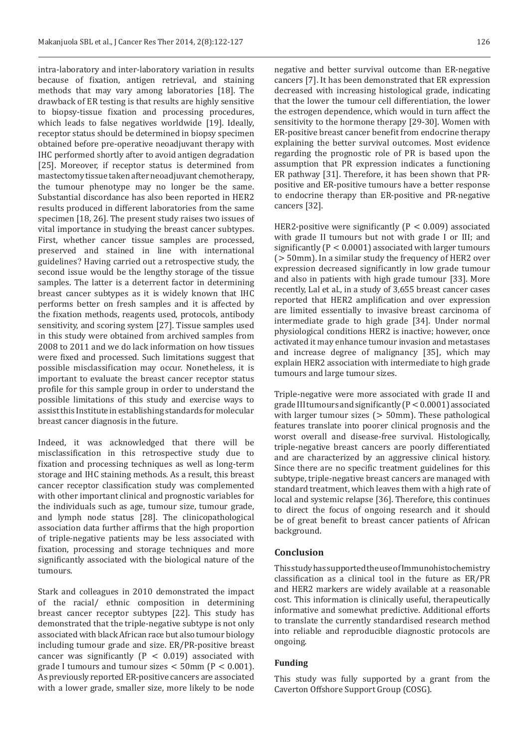intra-laboratory and inter-laboratory variation in results because of fixation, antigen retrieval, and staining methods that may vary among laboratories [18]. The drawback of ER testing is that results are highly sensitive to biopsy-tissue fixation and processing procedures, which leads to false negatives worldwide [19]. Ideally, receptor status should be determined in biopsy specimen obtained before pre-operative neoadjuvant therapy with IHC performed shortly after to avoid antigen degradation [25]. Moreover, if receptor status is determined from mastectomy tissue taken after neoadjuvant chemotherapy, the tumour phenotype may no longer be the same. Substantial discordance has also been reported in HER2 results produced in different laboratories from the same specimen [18, 26]. The present study raises two issues of vital importance in studying the breast cancer subtypes. First, whether cancer tissue samples are processed, preserved and stained in line with international guidelines? Having carried out a retrospective study, the second issue would be the lengthy storage of the tissue samples. The latter is a deterrent factor in determining breast cancer subtypes as it is widely known that IHC performs better on fresh samples and it is affected by the fixation methods, reagents used, protocols, antibody sensitivity, and scoring system [27]. Tissue samples used in this study were obtained from archived samples from 2008 to 2011 and we do lack information on how tissues were fixed and processed. Such limitations suggest that possible misclassification may occur. Nonetheless, it is important to evaluate the breast cancer receptor status profile for this sample group in order to understand the possible limitations of this study and exercise ways to assist this Institute in establishing standards for molecular breast cancer diagnosis in the future.

Indeed, it was acknowledged that there will be misclassification in this retrospective study due to fixation and processing techniques as well as long-term storage and IHC staining methods. As a result, this breast cancer receptor classification study was complemented with other important clinical and prognostic variables for the individuals such as age, tumour size, tumour grade, and lymph node status [28]. The clinicopathological association data further affirms that the high proportion of triple-negative patients may be less associated with fixation, processing and storage techniques and more significantly associated with the biological nature of the tumours.

Stark and colleagues in 2010 demonstrated the impact of the racial/ ethnic composition in determining breast cancer receptor subtypes [22]. This study has demonstrated that the triple-negative subtype is not only associated with black African race but also tumour biology including tumour grade and size. ER/PR-positive breast cancer was significantly ($P < 0.019$) associated with grade I tumours and tumour sizes < 50mm ($P < 0.001$). As previously reported ER-positive cancers are associated with a lower grade, smaller size, more likely to be node negative and better survival outcome than ER-negative cancers [7]. It has been demonstrated that ER expression decreased with increasing histological grade, indicating that the lower the tumour cell differentiation, the lower the estrogen dependence, which would in turn affect the sensitivity to the hormone therapy [29-30]. Women with ER-positive breast cancer benefit from endocrine therapy explaining the better survival outcomes. Most evidence regarding the prognostic role of PR is based upon the assumption that PR expression indicates a functioning ER pathway [31]. Therefore, it has been shown that PR-positive and ER-positive tumours have a better response to endocrine therapy than ER-positive and PR-negative cancers [32].

HER2-positive were significantly ($P < 0.009$) associated with grade II tumours but not with grade I or III; and significantly ($P < 0.0001$) associated with larger tumours (> 50mm). In a similar study the frequency of HER2 over expression decreased significantly in low grade tumour and also in patients with high grade tumour [33]. More recently, Lal et al., in a study of 3,655 breast cancer cases reported that HER2 amplification and over expression are limited essentially to invasive breast carcinoma of intermediate grade to high grade [34]. Under normal physiological conditions HER2 is inactive; however, once activated it may enhance tumour invasion and metastases and increase degree of malignancy [35], which may explain HER2 association with intermediate to high grade tumours and large tumour sizes.

Triple-negative were more associated with grade II and grade III tumours and significantly ($P < 0.0001$) associated with larger tumour sizes (> 50mm). These pathological features translate into poorer clinical prognosis and the worst overall and disease-free survival. Histologically, triple-negative breast cancers are poorly differentiated and are characterized by an aggressive clinical history. Since there are no specific treatment guidelines for this subtype, triple-negative breast cancers are managed with standard treatment, which leaves them with a high rate of local and systemic relapse [36]. Therefore, this continues to direct the focus of ongoing research and it should be of great benefit to breast cancer patients of African background.

## Conclusion

This study has supported the use of Immunohistochemistry classification as a clinical tool in the future as ER/PR and HER2 markers are widely available at a reasonable cost. This information is clinically useful, therapeutically informative and somewhat predictive. Additional efforts to translate the currently standardised research method into reliable and reproducible diagnostic protocols are ongoing.

### Funding

This study was fully supported by a grant from the Caverton Offshore Support Group (COSG).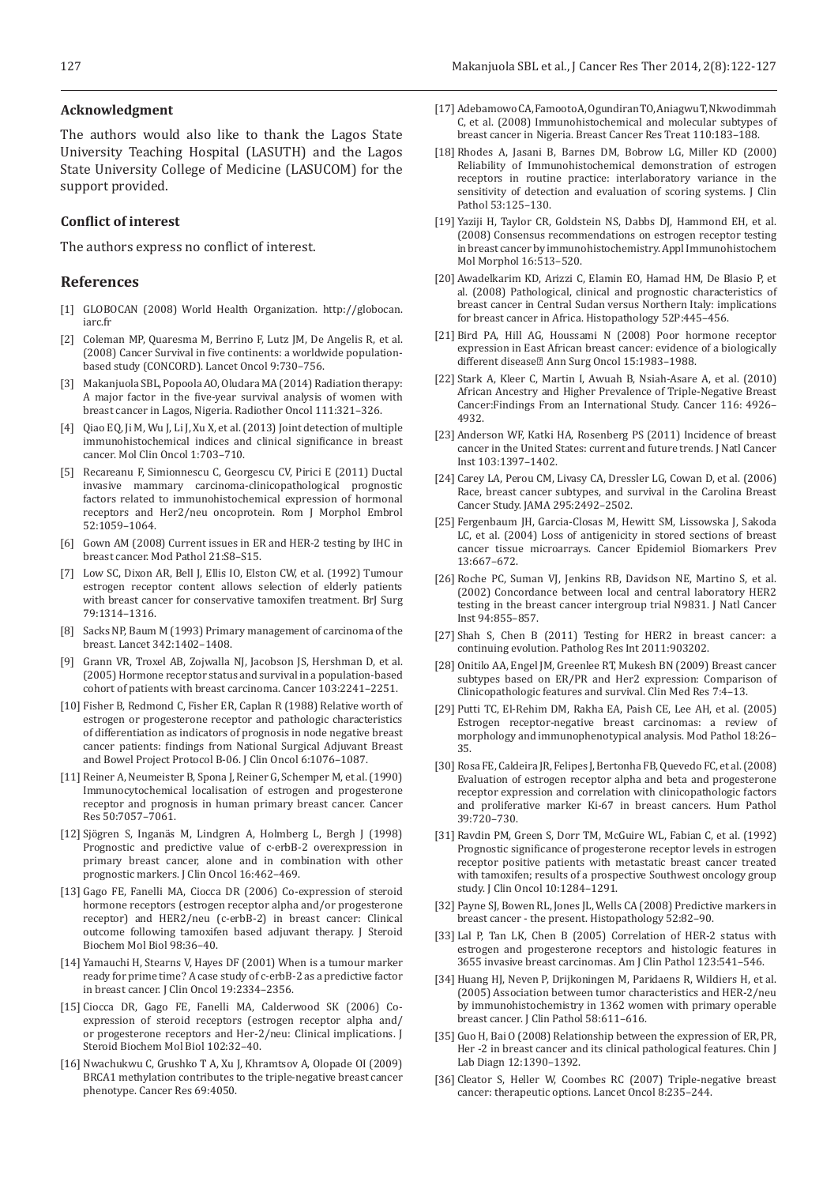## Acknowledgment

The authors would also like to thank the Lagos State University Teaching Hospital (LASUTH) and the Lagos State University College of Medicine (LASUCOM) for the support provided.

## Conflict of interest

The authors express no conflict of interest.

## References

[1] GLOBOCAN (2008) World Health Organization. http://globocan.iarc.fr

[2] Coleman MP, Quaresma M, Berrino F, Lutz JM, De Angelis R, et al. (2008) Cancer Survival in five continents: a worldwide population-based study (CONCORD). Lancet Oncol 9:730–756.

[3] Makanjuola SBL, Popoola AO, Oludara MA (2014) Radiation therapy: A major factor in the five-year survival analysis of women with breast cancer in Lagos, Nigeria. Radiother Oncol 111:321–326.

[4] Qiao EQ, Ji M, Wu J, Li J, Xu X, et al. (2013) Joint detection of multiple immunohistochemical indices and clinical significance in breast cancer. Mol Clin Oncol 1:703–710.

[5] Recareanu F, Simionnescu C, Georgescu CV, Pirici E (2011) Ductal invasive mammary carcinoma-clinicopathological prognostic factors related to immunohistochemical expression of hormonal receptors and Her2/neu oncoprotein. Rom J Morphol Embrol 52:1059–1064.

[6] Gown AM (2008) Current issues in ER and HER-2 testing by IHC in breast cancer. Mod Pathol 21:S8–S15.

[7] Low SC, Dixon AR, Bell J, Ellis IO, Elston CW, et al. (1992) Tumour estrogen receptor content allows selection of elderly patients with breast cancer for conservative tamoxifen treatment. BrJ Surg 79:1314–1316.

[8] Sacks NP, Baum M (1993) Primary management of carcinoma of the breast. Lancet 342:1402–1408.

[9] Grann VR, Troxel AB, Zojwalla NJ, Jacobson JS, Hershman D, et al. (2005) Hormone receptor status and survival in a population-based cohort of patients with breast carcinoma. Cancer 103:2241–2251.

[10] Fisher B, Redmond C, Fisher ER, Caplan R (1988) Relative worth of estrogen or progesterone receptor and pathologic characteristics of differentiation as indicators of prognosis in node negative breast cancer patients: findings from National Surgical Adjuvant Breast and Bowel Project Protocol B-06. J Clin Oncol 6:1076–1087.

[11] Reiner A, Neumeister B, Spona J, Reiner G, Schemper M, et al. (1990) Immunocytochemical localisation of estrogen and progesterone receptor and prognosis in human primary breast cancer. Cancer Res 50:7057–7061.

[12] Sjögren S, Inganäs M, Lindgren A, Holmberg L, Bergh J (1998) Prognostic and predictive value of c-erbB-2 overexpression in primary breast cancer, alone and in combination with other prognostic markers. J Clin Oncol 16:462–469.

[13] Gago FE, Fanelli MA, Ciocca DR (2006) Co-expression of steroid hormone receptors (estrogen receptor alpha and/or progesterone receptor) and HER2/neu (c-erbB-2) in breast cancer: Clinical outcome following tamoxifen based adjuvant therapy. J Steroid Biochem Mol Biol 98:36–40.

[14] Yamauchi H, Stearns V, Hayes DF (2001) When is a tumour marker ready for prime time? A case study of c-erbB-2 as a predictive factor in breast cancer. J Clin Oncol 19:2334–2356.

[15] Ciocca DR, Gago FE, Fanelli MA, Calderwood SK (2006) Co-expression of steroid receptors (estrogen receptor alpha and/ or progesterone receptors and Her-2/neu: Clinical implications. J Steroid Biochem Mol Biol 102:32–40.

[16] Nwachukwu C, Grushko T A, Xu J, Khramtsov A, Olopade OI (2009) BRCA1 methylation contributes to the triple-negative breast cancer phenotype. Cancer Res 69:4050.

[17] Adebamowo CA, Famooto A, Ogundiran TO, Aniagwu T, Nkwodimmah C, et al. (2008) Immunohistochemical and molecular subtypes of breast cancer in Nigeria. Breast Cancer Res Treat 110:183–188.

[18] Rhodes A, Jasani B, Barnes DM, Bobrow LG, Miller KD (2000) Reliability of Immunohistochemical demonstration of estrogen receptors in routine practice: interlaboratory variance in the sensitivity of detection and evaluation of scoring systems. J Clin Pathol 53:125–130.

[19] Yaziji H, Taylor CR, Goldstein NS, Dabbs DJ, Hammond EH, et al. (2008) Consensus recommendations on estrogen receptor testing in breast cancer by immunohistochemistry. Appl Immunohistochem Mol Morphol 16:513–520.

[20] Awadelkarim KD, Arizzi C, Elamin EO, Hamad HM, De Blasio P, et al. (2008) Pathological, clinical and prognostic characteristics of breast cancer in Central Sudan versus Northern Italy: implications for breast cancer in Africa. Histopathology 52P:445–456.

[21] Bird PA, Hill AG, Houssami N (2008) Poor hormone receptor expression in East African breast cancer: evidence of a biologically different disease? Ann Surg Oncol 15:1983–1988.

[22] Stark A, Kleer C, Martin I, Awuah B, Nsiah-Asare A, et al. (2010) African Ancestry and Higher Prevalence of Triple-Negative Breast Cancer:Findings From an International Study. Cancer 116: 4926–4932.

[23] Anderson WF, Katki HA, Rosenberg PS (2011) Incidence of breast cancer in the United States: current and future trends. J Natl Cancer Inst 103:1397–1402.

[24] Carey LA, Perou CM, Livasy CA, Dressler LG, Cowan D, et al. (2006) Race, breast cancer subtypes, and survival in the Carolina Breast Cancer Study. JAMA 295:2492–2502.

[25] Fergenbaum JH, Garcia-Closas M, Hewitt SM, Lissowska J, Sakoda LC, et al. (2004) Loss of antigenicity in stored sections of breast cancer tissue microarrays. Cancer Epidemiol Biomarkers Prev 13:667–672.

[26] Roche PC, Suman VJ, Jenkins RB, Davidson NE, Martino S, et al. (2002) Concordance between local and central laboratory HER2 testing in the breast cancer intergroup trial N9831. J Natl Cancer Inst 94:855–857.

[27] Shah S, Chen B (2011) Testing for HER2 in breast cancer: a continuing evolution. Patholog Res Int 2011:903202.

[28] Onitilo AA, Engel JM, Greenlee RT, Mukesh BN (2009) Breast cancer subtypes based on ER/PR and Her2 expression: Comparison of Clinicopathologic features and survival. Clin Med Res 7:4–13.

[29] Putti TC, El-Rehim DM, Rakha EA, Paish CE, Lee AH, et al. (2005) Estrogen receptor-negative breast carcinomas: a review of morphology and immunophenotypical analysis. Mod Pathol 18:26–35.

[30] Rosa FE, Caldeira JR, Felipes J, Bertonha FB, Quevedo FC, et al. (2008) Evaluation of estrogen receptor alpha and beta and progesterone receptor expression and correlation with clinicopathologic factors and proliferative marker Ki-67 in breast cancers. Hum Pathol 39:720–730.

[31] Ravdin PM, Green S, Dorr TM, McGuire WL, Fabian C, et al. (1992) Prognostic significance of progesterone receptor levels in estrogen receptor positive patients with metastatic breast cancer treated with tamoxifen; results of a prospective Southwest oncology group study. J Clin Oncol 10:1284–1291.

[32] Payne SJ, Bowen RL, Jones JL, Wells CA (2008) Predictive markers in breast cancer - the present. Histopathology 52:82–90.

[33] Lal P, Tan LK, Chen B (2005) Correlation of HER-2 status with estrogen and progesterone receptors and histologic features in 3655 invasive breast carcinomas. Am J Clin Pathol 123:541–546.

[34] Huang HJ, Neven P, Drijkoningen M, Paridaens R, Wildiers H, et al. (2005) Association between tumor characteristics and HER-2/neu by immunohistochemistry in 1362 women with primary operable breast cancer. J Clin Pathol 58:611–616.

[35] Guo H, Bai O (2008) Relationship between the expression of ER, PR, Her -2 in breast cancer and its clinical pathological features. Chin J Lab Diagn 12:1390–1392.

[36] Cleator S, Heller W, Coombes RC (2007) Triple-negative breast cancer: therapeutic options. Lancet Oncol 8:235–244.